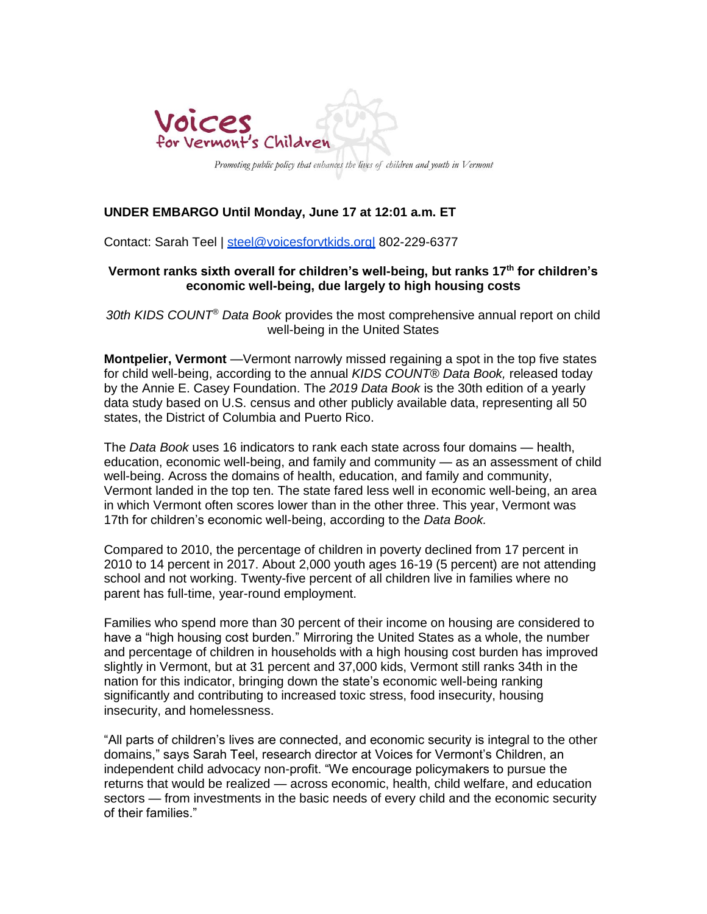Voices for Vermont's Children

*Promoting public policy that enhances the lives of children and youth in Vermont*

**UNDER EMBARGO Until Monday, June 17 at 12:01 a.m. ET**

Contact: Sarah Teel | steel@voicesforvtkids.org| 802-229-6377

**Vermont ranks sixth overall for children's well-being, but ranks 17th for children's economic well-being, due largely to high housing costs**

*30th KIDS COUNT® Data Book* provides the most comprehensive annual report on child well-being in the United States

**Montpelier, Vermont** —Vermont narrowly missed regaining a spot in the top five states for child well-being, according to the annual *KIDS COUNT® Data Book,* released today by the Annie E. Casey Foundation. The *2019 Data Book* is the 30th edition of a yearly data study based on U.S. census and other publicly available data, representing all 50 states, the District of Columbia and Puerto Rico.

The *Data Book* uses 16 indicators to rank each state across four domains — health, education, economic well-being, and family and community — as an assessment of child well-being. Across the domains of health, education, and family and community, Vermont landed in the top ten. The state fared less well in economic well-being, an area in which Vermont often scores lower than in the other three. This year, Vermont was 17th for children's economic well-being, according to the *Data Book.*

Compared to 2010, the percentage of children in poverty declined from 17 percent in 2010 to 14 percent in 2017. About 2,000 youth ages 16-19 (5 percent) are not attending school and not working. Twenty-five percent of all children live in families where no parent has full-time, year-round employment.

Families who spend more than 30 percent of their income on housing are considered to have a "high housing cost burden." Mirroring the United States as a whole, the number and percentage of children in households with a high housing cost burden has improved slightly in Vermont, but at 31 percent and 37,000 kids, Vermont still ranks 34th in the nation for this indicator, bringing down the state's economic well-being ranking significantly and contributing to increased toxic stress, food insecurity, housing insecurity, and homelessness.

"All parts of children's lives are connected, and economic security is integral to the other domains," says Sarah Teel, research director at Voices for Vermont's Children, an independent child advocacy non-profit. "We encourage policymakers to pursue the returns that would be realized — across economic, health, child welfare, and education sectors — from investments in the basic needs of every child and the economic security of their families."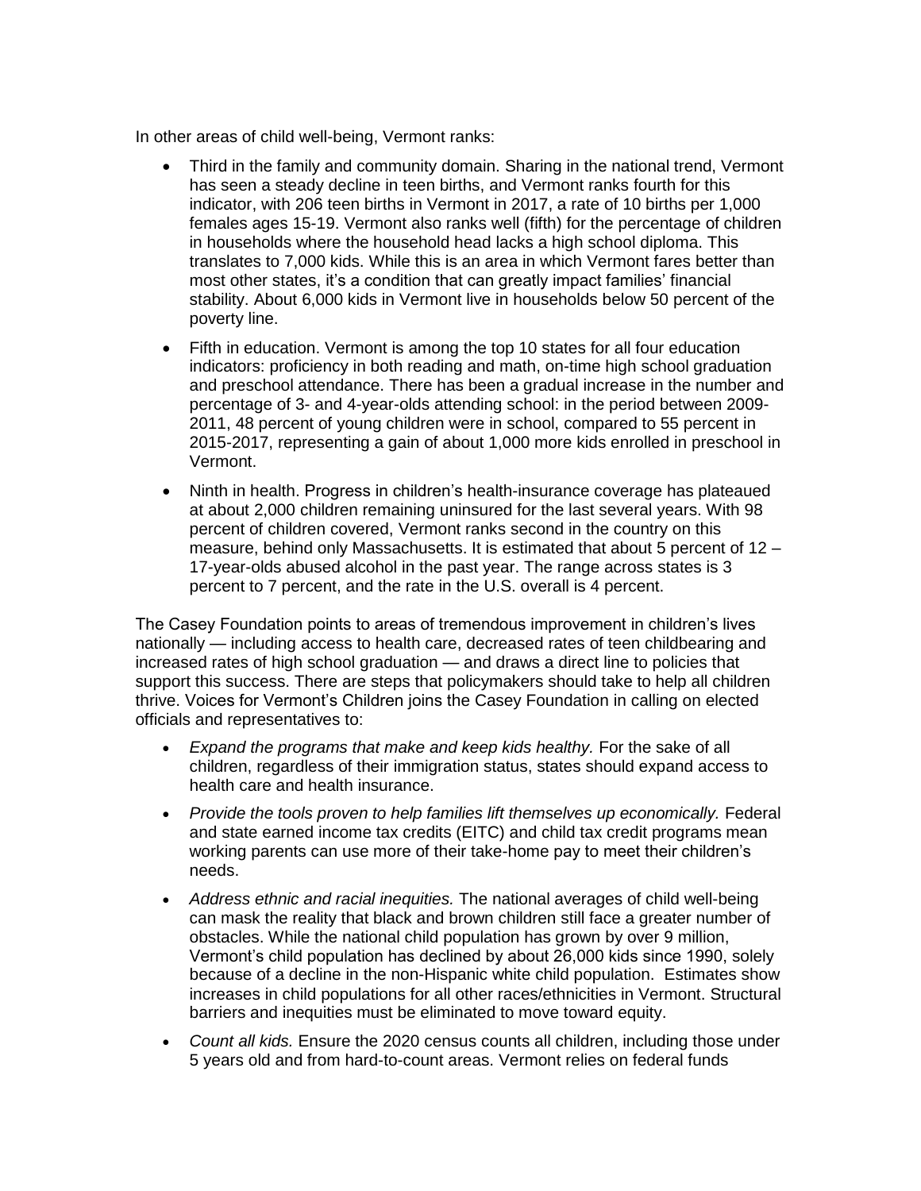In other areas of child well-being, Vermont ranks:

- Third in the family and community domain. Sharing in the national trend, Vermont has seen a steady decline in teen births, and Vermont ranks fourth for this indicator, with 206 teen births in Vermont in 2017, a rate of 10 births per 1,000 females ages 15-19. Vermont also ranks well (fifth) for the percentage of children in households where the household head lacks a high school diploma. This translates to 7,000 kids. While this is an area in which Vermont fares better than most other states, it's a condition that can greatly impact families' financial stability. About 6,000 kids in Vermont live in households below 50 percent of the poverty line.
- Fifth in education. Vermont is among the top 10 states for all four education indicators: proficiency in both reading and math, on-time high school graduation and preschool attendance. There has been a gradual increase in the number and percentage of 3- and 4-year-olds attending school: in the period between 2009-2011, 48 percent of young children were in school, compared to 55 percent in 2015-2017, representing a gain of about 1,000 more kids enrolled in preschool in Vermont.
- Ninth in health. Progress in children's health-insurance coverage has plateaued at about 2,000 children remaining uninsured for the last several years. With 98 percent of children covered, Vermont ranks second in the country on this measure, behind only Massachusetts. It is estimated that about 5 percent of 12 – 17-year-olds abused alcohol in the past year. The range across states is 3 percent to 7 percent, and the rate in the U.S. overall is 4 percent.

The Casey Foundation points to areas of tremendous improvement in children's lives nationally — including access to health care, decreased rates of teen childbearing and increased rates of high school graduation — and draws a direct line to policies that support this success. There are steps that policymakers should take to help all children thrive. Voices for Vermont's Children joins the Casey Foundation in calling on elected officials and representatives to:

- *Expand the programs that make and keep kids healthy.* For the sake of all children, regardless of their immigration status, states should expand access to health care and health insurance.
- *Provide the tools proven to help families lift themselves up economically.* Federal and state earned income tax credits (EITC) and child tax credit programs mean working parents can use more of their take-home pay to meet their children's needs.
- *Address ethnic and racial inequities.* The national averages of child well-being can mask the reality that black and brown children still face a greater number of obstacles. While the national child population has grown by over 9 million, Vermont's child population has declined by about 26,000 kids since 1990, solely because of a decline in the non-Hispanic white child population. Estimates show increases in child populations for all other races/ethnicities in Vermont. Structural barriers and inequities must be eliminated to move toward equity.
- *Count all kids.* Ensure the 2020 census counts all children, including those under 5 years old and from hard-to-count areas. Vermont relies on federal funds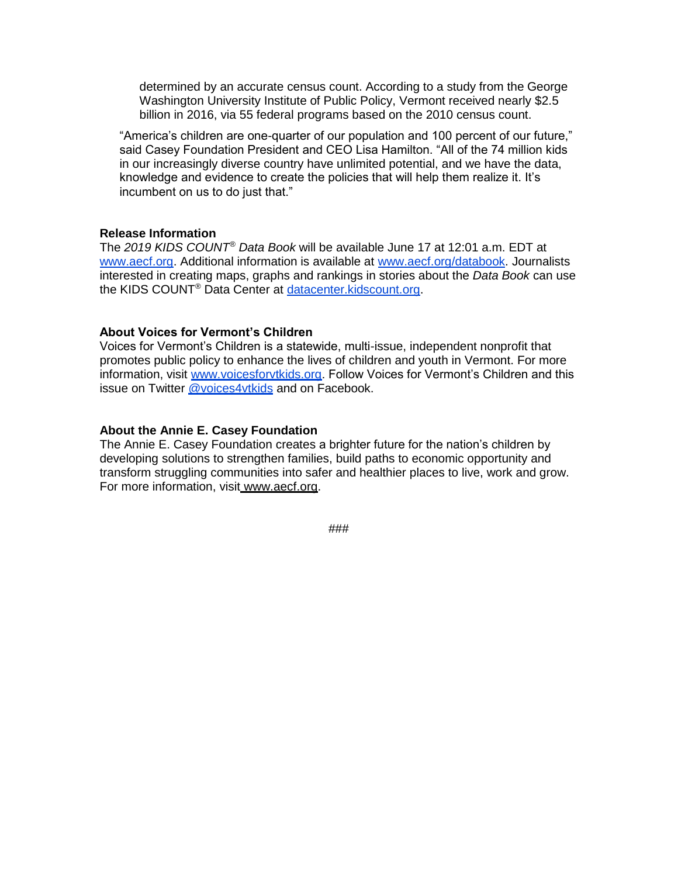determined by an accurate census count. According to a study from the George Washington University Institute of Public Policy, Vermont received nearly $2.5 billion in 2016, via 55 federal programs based on the 2010 census count.

"America's children are one-quarter of our population and 100 percent of our future," said Casey Foundation President and CEO Lisa Hamilton. "All of the 74 million kids in our increasingly diverse country have unlimited potential, and we have the data, knowledge and evidence to create the policies that will help them realize it. It's incumbent on us to do just that."

**Release Information**

The *2019 KIDS COUNT® Data Book* will be available June 17 at 12:01 a.m. EDT at www.aecf.org. Additional information is available at www.aecf.org/databook. Journalists interested in creating maps, graphs and rankings in stories about the *Data Book* can use the KIDS COUNT® Data Center at datacenter.kidscount.org.

**About Voices for Vermont's Children**

Voices for Vermont's Children is a statewide, multi-issue, independent nonprofit that promotes public policy to enhance the lives of children and youth in Vermont. For more information, visit www.voicesforvtkids.org. Follow Voices for Vermont's Children and this issue on Twitter @voices4vtkids and on Facebook.

**About the Annie E. Casey Foundation**

The Annie E. Casey Foundation creates a brighter future for the nation's children by developing solutions to strengthen families, build paths to economic opportunity and transform struggling communities into safer and healthier places to live, work and grow. For more information, visit www.aecf.org.

###